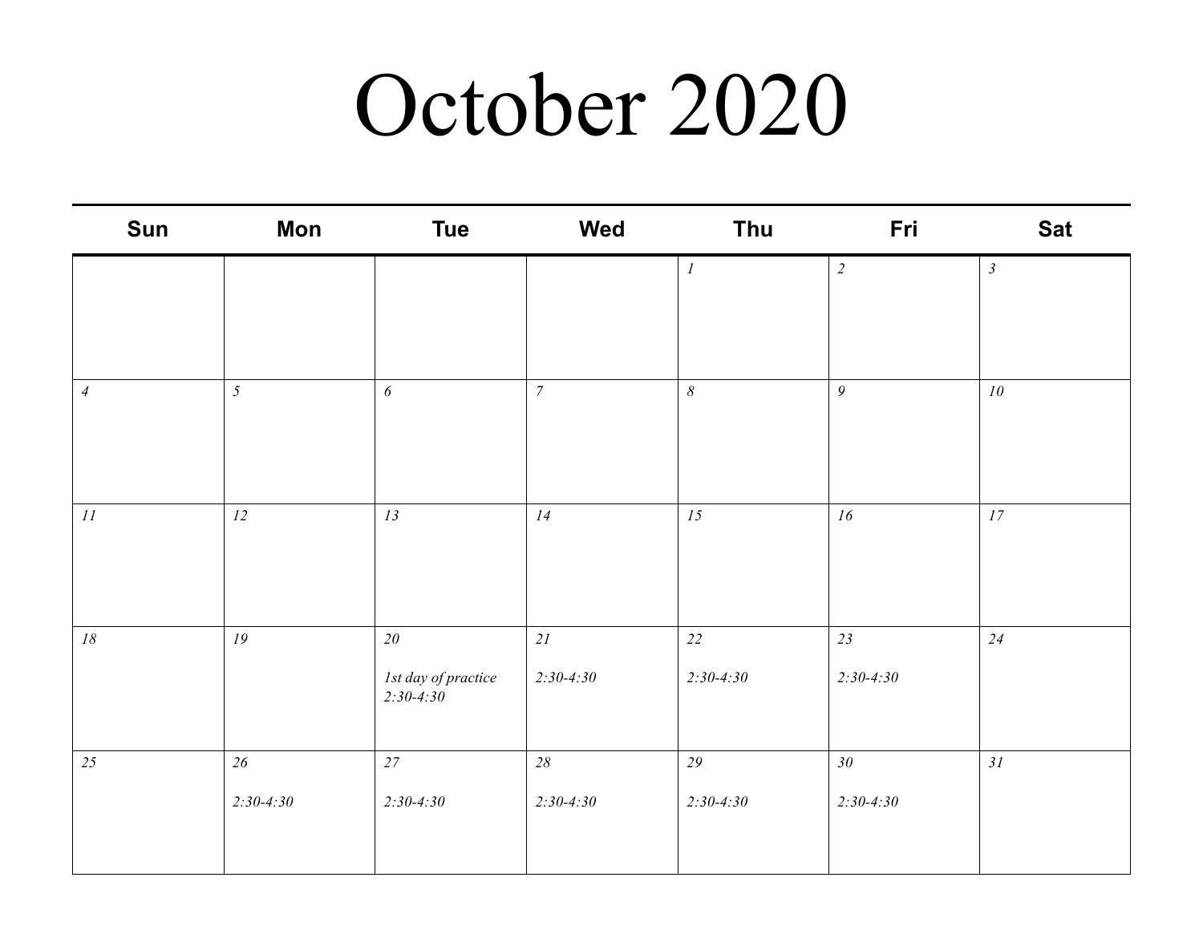# October 2020

| Sun | Mon | Tue | Wed | Thu | Fri | Sat |
|---|---|---|---|---|---|---|
| | | | | *1* | *2* | *3* |
| *4* | *5* | *6* | *7* | *8* | *9* | *10* |
| *11* | *12* | *13* | *14* | *15* | *16* | *17* |
| *18* | *19* | *20*<br>*1st day of practice 2:30-4:30* | *21*<br>*2:30-4:30* | *22*<br>*2:30-4:30* | *23*<br>*2:30-4:30* | *24* |
| *25* | *26*<br>*2:30-4:30* | *27*<br>*2:30-4:30* | *28*<br>*2:30-4:30* | *29*<br>*2:30-4:30* | *30*<br>*2:30-4:30* | *31* |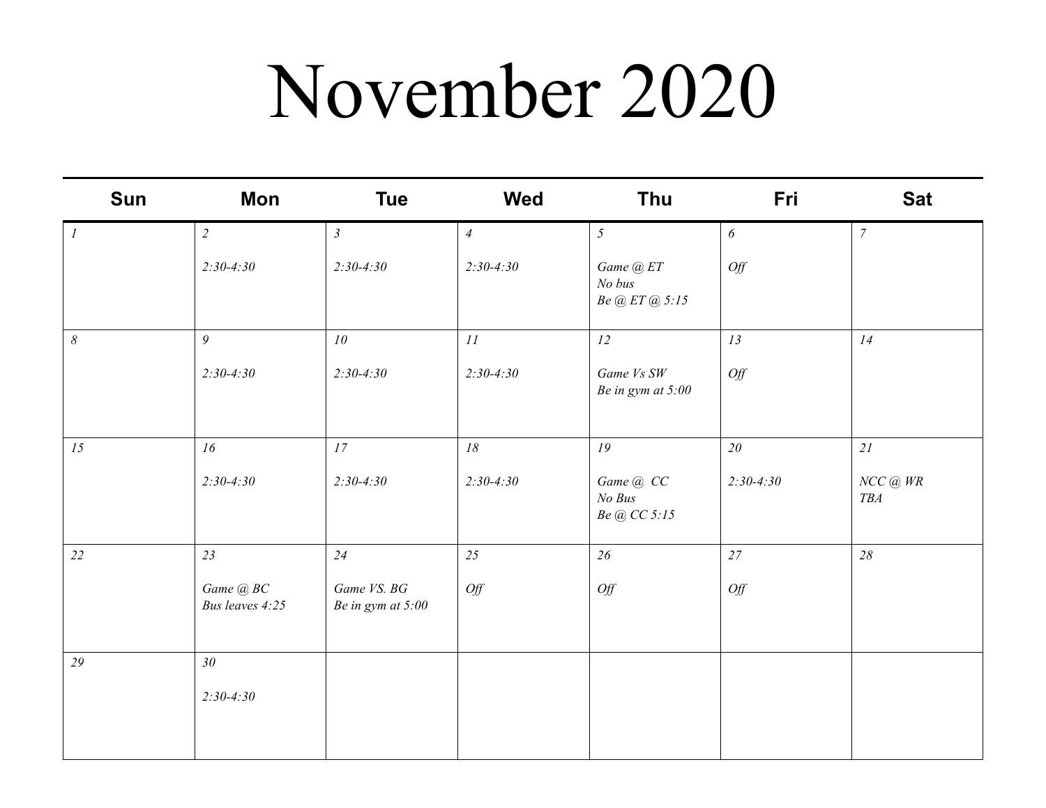# November 2020

| Sun | Mon | Tue | Wed | Thu | Fri | Sat |
|---|---|---|---|---|---|---|
| *1* | *2*<br><br>*2:30-4:30* | *3*<br><br>*2:30-4:30* | *4*<br><br>*2:30-4:30* | *5*<br><br>*Game @ ET*<br>*No bus*<br>*Be @ ET @ 5:15* | *6*<br><br>*Off* | *7* |
| *8* | *9*<br><br>*2:30-4:30* | *10*<br><br>*2:30-4:30* | *11*<br><br>*2:30-4:30* | *12*<br><br>*Game Vs SW*<br>*Be in gym at 5:00* | *13*<br><br>*Off* | *14* |
| *15* | *16*<br><br>*2:30-4:30* | *17*<br><br>*2:30-4:30* | *18*<br><br>*2:30-4:30* | *19*<br><br>*Game @  CC*<br>*No Bus*<br>*Be @ CC 5:15* | *20*<br><br>*2:30-4:30* | *21*<br><br>*NCC @ WR*<br>*TBA* |
| *22* | *23*<br><br>*Game @ BC*<br>*Bus leaves 4:25* | *24*<br><br>*Game VS. BG*<br>*Be in gym at 5:00* | *25*<br><br>*Off* | *26*<br><br>*Off* | *27*<br><br>*Off* | *28* |
| *29* | *30*<br><br>*2:30-4:30* | | | | | |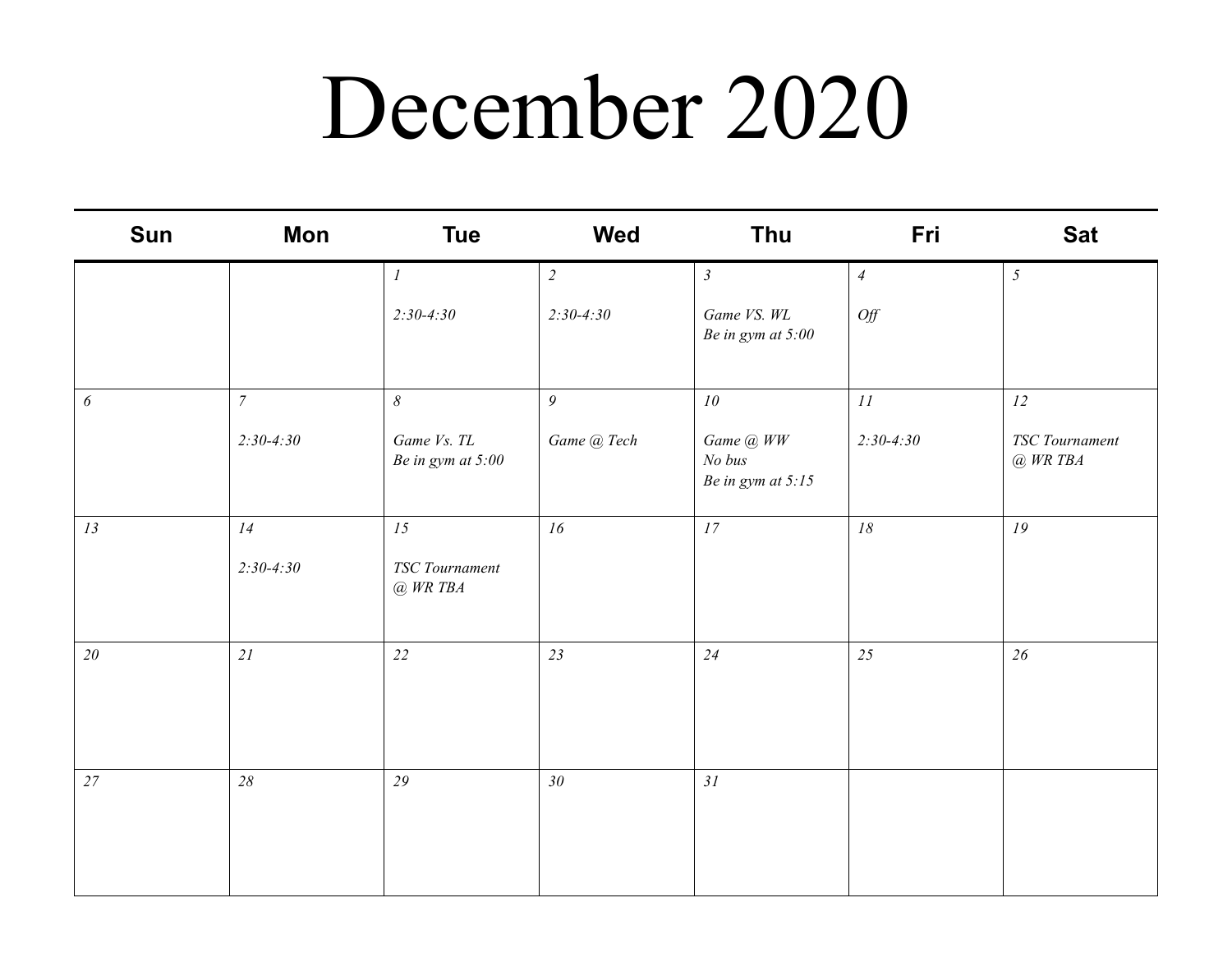# December 2020

| Sun | Mon | Tue | Wed | Thu | Fri | Sat |
|---|---|---|---|---|---|---|
| | | *1*<br><br>*2:30-4:30* | *2*<br><br>*2:30-4:30* | *3*<br><br>*Game VS. WL*<br>*Be in gym at 5:00* | *4*<br><br>*Off* | *5* |
| *6* | *7*<br><br>*2:30-4:30* | *8*<br><br>*Game Vs. TL*<br>*Be in gym at 5:00* | *9*<br><br>*Game @ Tech* | *10*<br><br>*Game @ WW*<br>*No bus*<br>*Be in gym at 5:15* | *11*<br><br>*2:30-4:30* | *12*<br><br>*TSC Tournament*<br>*@ WR TBA* |
| *13* | *14*<br><br>*2:30-4:30* | *15*<br><br>*TSC Tournament*<br>*@ WR TBA* | *16* | *17* | *18* | *19* |
| *20* | *21* | *22* | *23* | *24* | *25* | *26* |
| *27* | *28* | *29* | *30* | *31* | | |